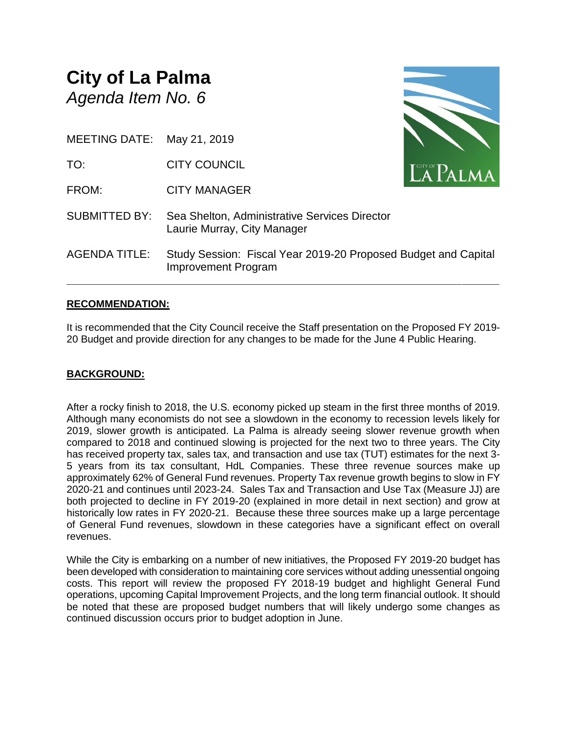# City of La Palma

*Agenda Item No. 6*

| | |
|---|---|
| MEETING DATE: | May 21, 2019 |
| TO: | CITY COUNCIL |
| FROM: | CITY MANAGER |
| SUBMITTED BY: | Sea Shelton, Administrative Services Director<br>Laurie Murray, City Manager |
| AGENDA TITLE: | Study Session: Fiscal Year 2019-20 Proposed Budget and Capital Improvement Program |

---

## RECOMMENDATION:

It is recommended that the City Council receive the Staff presentation on the Proposed FY 2019-20 Budget and provide direction for any changes to be made for the June 4 Public Hearing.

## BACKGROUND:

After a rocky finish to 2018, the U.S. economy picked up steam in the first three months of 2019. Although many economists do not see a slowdown in the economy to recession levels likely for 2019, slower growth is anticipated. La Palma is already seeing slower revenue growth when compared to 2018 and continued slowing is projected for the next two to three years. The City has received property tax, sales tax, and transaction and use tax (TUT) estimates for the next 3-5 years from its tax consultant, HdL Companies. These three revenue sources make up approximately 62% of General Fund revenues. Property Tax revenue growth begins to slow in FY 2020-21 and continues until 2023-24. Sales Tax and Transaction and Use Tax (Measure JJ) are both projected to decline in FY 2019-20 (explained in more detail in next section) and grow at historically low rates in FY 2020-21. Because these three sources make up a large percentage of General Fund revenues, slowdown in these categories have a significant effect on overall revenues.

While the City is embarking on a number of new initiatives, the Proposed FY 2019-20 budget has been developed with consideration to maintaining core services without adding unessential ongoing costs. This report will review the proposed FY 2018-19 budget and highlight General Fund operations, upcoming Capital Improvement Projects, and the long term financial outlook. It should be noted that these are proposed budget numbers that will likely undergo some changes as continued discussion occurs prior to budget adoption in June.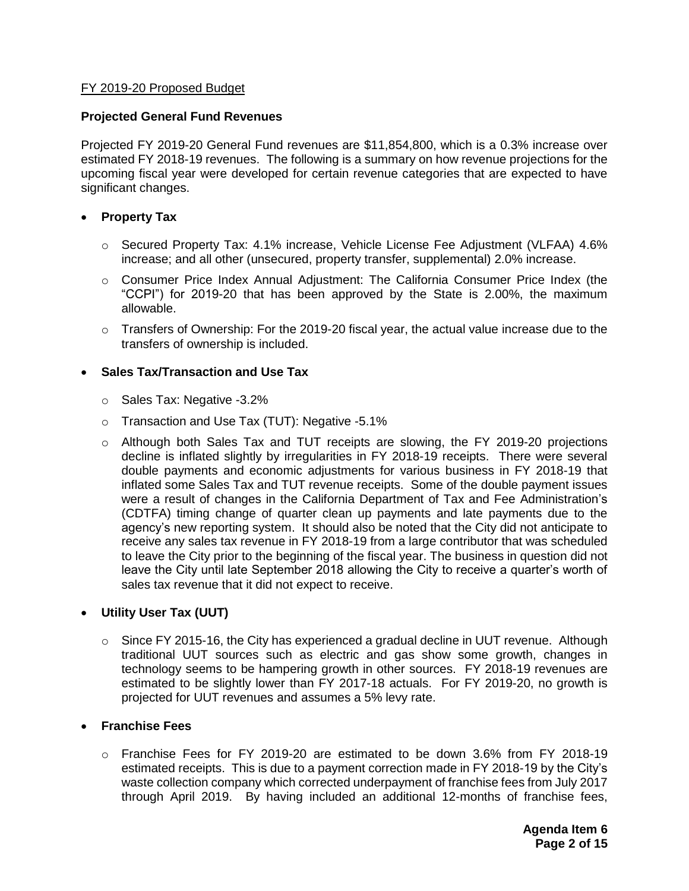FY 2019-20 Proposed Budget

**Projected General Fund Revenues**

Projected FY 2019-20 General Fund revenues are $11,854,800, which is a 0.3% increase over estimated FY 2018-19 revenues. The following is a summary on how revenue projections for the upcoming fiscal year were developed for certain revenue categories that are expected to have significant changes.

- **Property Tax**
  - Secured Property Tax: 4.1% increase, Vehicle License Fee Adjustment (VLFAA) 4.6% increase; and all other (unsecured, property transfer, supplemental) 2.0% increase.
  - Consumer Price Index Annual Adjustment: The California Consumer Price Index (the "CCPI") for 2019-20 that has been approved by the State is 2.00%, the maximum allowable.
  - Transfers of Ownership: For the 2019-20 fiscal year, the actual value increase due to the transfers of ownership is included.

- **Sales Tax/Transaction and Use Tax**
  - Sales Tax: Negative -3.2%
  - Transaction and Use Tax (TUT): Negative -5.1%
  - Although both Sales Tax and TUT receipts are slowing, the FY 2019-20 projections decline is inflated slightly by irregularities in FY 2018-19 receipts. There were several double payments and economic adjustments for various business in FY 2018-19 that inflated some Sales Tax and TUT revenue receipts. Some of the double payment issues were a result of changes in the California Department of Tax and Fee Administration's (CDTFA) timing change of quarter clean up payments and late payments due to the agency's new reporting system. It should also be noted that the City did not anticipate to receive any sales tax revenue in FY 2018-19 from a large contributor that was scheduled to leave the City prior to the beginning of the fiscal year. The business in question did not leave the City until late September 2018 allowing the City to receive a quarter's worth of sales tax revenue that it did not expect to receive.

- **Utility User Tax (UUT)**
  - Since FY 2015-16, the City has experienced a gradual decline in UUT revenue. Although traditional UUT sources such as electric and gas show some growth, changes in technology seems to be hampering growth in other sources. FY 2018-19 revenues are estimated to be slightly lower than FY 2017-18 actuals. For FY 2019-20, no growth is projected for UUT revenues and assumes a 5% levy rate.

- **Franchise Fees**
  - Franchise Fees for FY 2019-20 are estimated to be down 3.6% from FY 2018-19 estimated receipts. This is due to a payment correction made in FY 2018-19 by the City's waste collection company which corrected underpayment of franchise fees from July 2017 through April 2019. By having included an additional 12-months of franchise fees,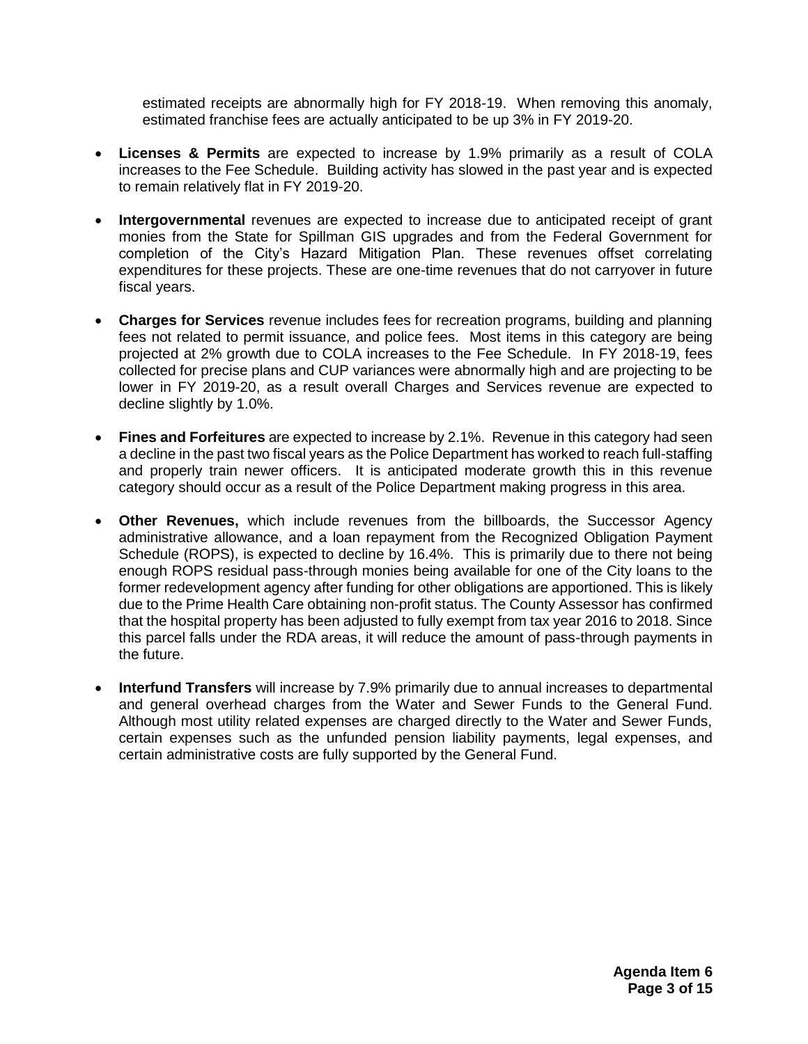estimated receipts are abnormally high for FY 2018-19. When removing this anomaly, estimated franchise fees are actually anticipated to be up 3% in FY 2019-20.

- **Licenses & Permits** are expected to increase by 1.9% primarily as a result of COLA increases to the Fee Schedule. Building activity has slowed in the past year and is expected to remain relatively flat in FY 2019-20.

- **Intergovernmental** revenues are expected to increase due to anticipated receipt of grant monies from the State for Spillman GIS upgrades and from the Federal Government for completion of the City's Hazard Mitigation Plan. These revenues offset correlating expenditures for these projects. These are one-time revenues that do not carryover in future fiscal years.

- **Charges for Services** revenue includes fees for recreation programs, building and planning fees not related to permit issuance, and police fees. Most items in this category are being projected at 2% growth due to COLA increases to the Fee Schedule. In FY 2018-19, fees collected for precise plans and CUP variances were abnormally high and are projecting to be lower in FY 2019-20, as a result overall Charges and Services revenue are expected to decline slightly by 1.0%.

- **Fines and Forfeitures** are expected to increase by 2.1%. Revenue in this category had seen a decline in the past two fiscal years as the Police Department has worked to reach full-staffing and properly train newer officers. It is anticipated moderate growth this in this revenue category should occur as a result of the Police Department making progress in this area.

- **Other Revenues,** which include revenues from the billboards, the Successor Agency administrative allowance, and a loan repayment from the Recognized Obligation Payment Schedule (ROPS), is expected to decline by 16.4%. This is primarily due to there not being enough ROPS residual pass-through monies being available for one of the City loans to the former redevelopment agency after funding for other obligations are apportioned. This is likely due to the Prime Health Care obtaining non-profit status. The County Assessor has confirmed that the hospital property has been adjusted to fully exempt from tax year 2016 to 2018. Since this parcel falls under the RDA areas, it will reduce the amount of pass-through payments in the future.

- **Interfund Transfers** will increase by 7.9% primarily due to annual increases to departmental and general overhead charges from the Water and Sewer Funds to the General Fund. Although most utility related expenses are charged directly to the Water and Sewer Funds, certain expenses such as the unfunded pension liability payments, legal expenses, and certain administrative costs are fully supported by the General Fund.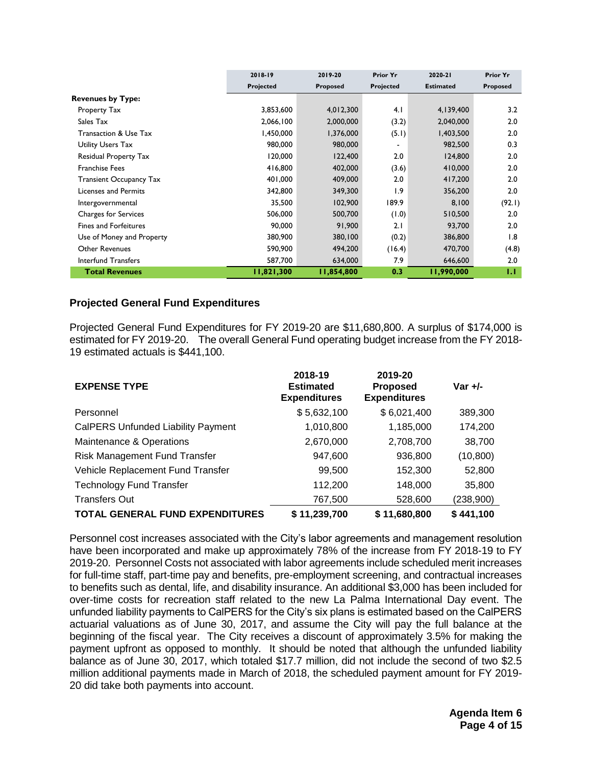| | 2018-19 | 2019-20 | Prior Yr | 2020-21 | Prior Yr |
|---|---|---|---|---|---|
| | Projected | Proposed | Projected | Estimated | Proposed |
| **Revenues by Type:** | | | | | |
| Property Tax | 3,853,600 | 4,012,300 | 4.1 | 4,139,400 | 3.2 |
| Sales Tax | 2,066,100 | 2,000,000 | (3.2) | 2,040,000 | 2.0 |
| Transaction & Use Tax | 1,450,000 | 1,376,000 | (5.1) | 1,403,500 | 2.0 |
| Utility Users Tax | 980,000 | 980,000 | - | 982,500 | 0.3 |
| Residual Property Tax | 120,000 | 122,400 | 2.0 | 124,800 | 2.0 |
| Franchise Fees | 416,800 | 402,000 | (3.6) | 410,000 | 2.0 |
| Transient Occupancy Tax | 401,000 | 409,000 | 2.0 | 417,200 | 2.0 |
| Licenses and Permits | 342,800 | 349,300 | 1.9 | 356,200 | 2.0 |
| Intergovernmental | 35,500 | 102,900 | 189.9 | 8,100 | (92.1) |
| Charges for Services | 506,000 | 500,700 | (1.0) | 510,500 | 2.0 |
| Fines and Forfeitures | 90,000 | 91,900 | 2.1 | 93,700 | 2.0 |
| Use of Money and Property | 380,900 | 380,100 | (0.2) | 386,800 | 1.8 |
| Other Revenues | 590,900 | 494,200 | (16.4) | 470,700 | (4.8) |
| Interfund Transfers | 587,700 | 634,000 | 7.9 | 646,600 | 2.0 |
| **Total Revenues** | **11,821,300** | **11,854,800** | **0.3** | **11,990,000** | **1.1** |

### Projected General Fund Expenditures

Projected General Fund Expenditures for FY 2019-20 are $11,680,800. A surplus of $174,000 is estimated for FY 2019-20. The overall General Fund operating budget increase from the FY 2018-19 estimated actuals is $441,100.

| EXPENSE TYPE | 2018-19 Estimated Expenditures | 2019-20 Proposed Expenditures | Var +/- |
|---|---|---|---|
| Personnel | $ 5,632,100 | $ 6,021,400 | 389,300 |
| CalPERS Unfunded Liability Payment | 1,010,800 | 1,185,000 | 174,200 |
| Maintenance & Operations | 2,670,000 | 2,708,700 | 38,700 |
| Risk Management Fund Transfer | 947,600 | 936,800 | (10,800) |
| Vehicle Replacement Fund Transfer | 99,500 | 152,300 | 52,800 |
| Technology Fund Transfer | 112,200 | 148,000 | 35,800 |
| Transfers Out | 767,500 | 528,600 | (238,900) |
| **TOTAL GENERAL FUND EXPENDITURES** | **$ 11,239,700** | **$ 11,680,800** | **$ 441,100** |

Personnel cost increases associated with the City's labor agreements and management resolution have been incorporated and make up approximately 78% of the increase from FY 2018-19 to FY 2019-20. Personnel Costs not associated with labor agreements include scheduled merit increases for full-time staff, part-time pay and benefits, pre-employment screening, and contractual increases to benefits such as dental, life, and disability insurance. An additional $3,000 has been included for over-time costs for recreation staff related to the new La Palma International Day event. The unfunded liability payments to CalPERS for the City's six plans is estimated based on the CalPERS actuarial valuations as of June 30, 2017, and assume the City will pay the full balance at the beginning of the fiscal year. The City receives a discount of approximately 3.5% for making the payment upfront as opposed to monthly. It should be noted that although the unfunded liability balance as of June 30, 2017, which totaled $17.7 million, did not include the second of two $2.5 million additional payments made in March of 2018, the scheduled payment amount for FY 2019-20 did take both payments into account.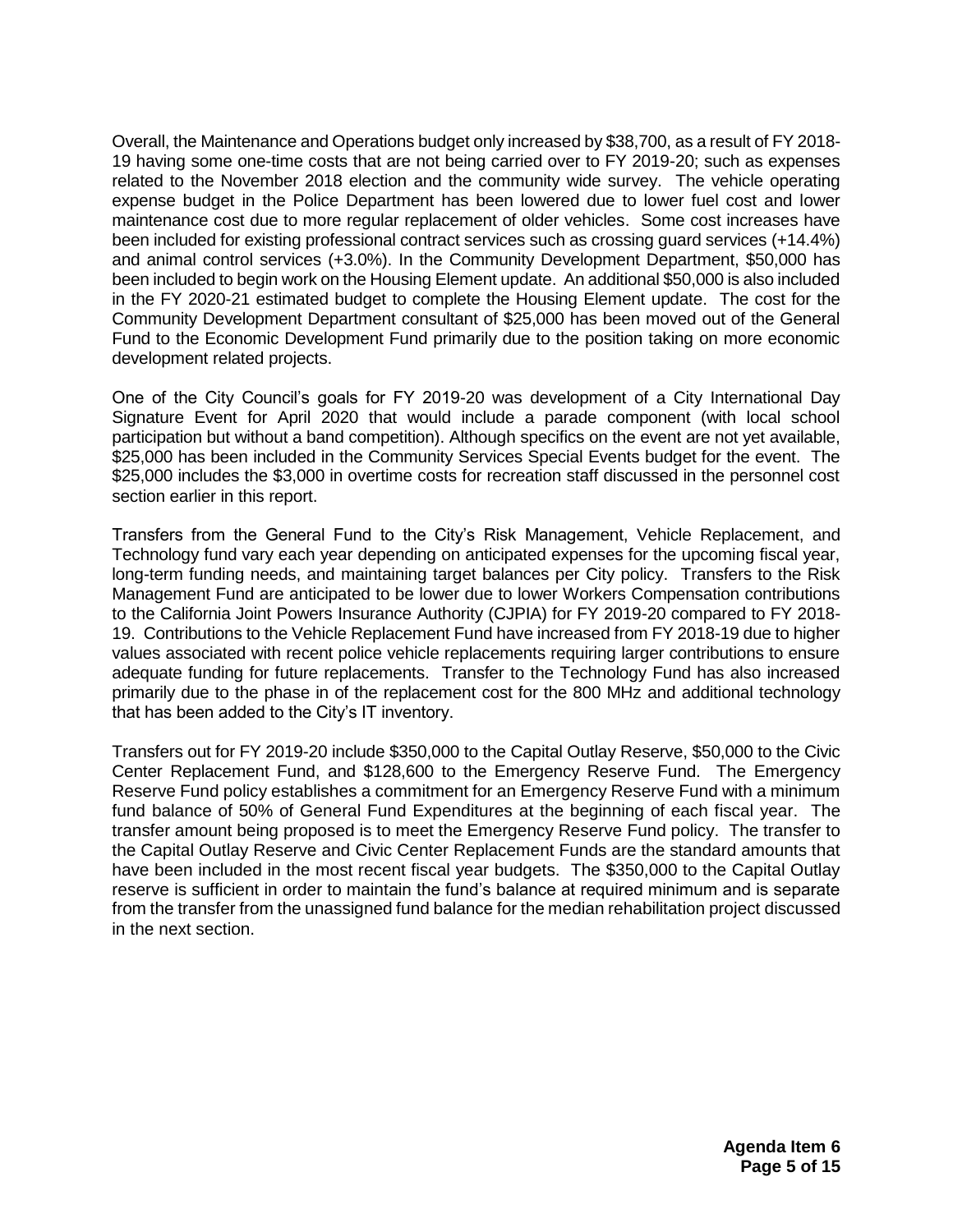Overall, the Maintenance and Operations budget only increased by $38,700, as a result of FY 2018-19 having some one-time costs that are not being carried over to FY 2019-20; such as expenses related to the November 2018 election and the community wide survey. The vehicle operating expense budget in the Police Department has been lowered due to lower fuel cost and lower maintenance cost due to more regular replacement of older vehicles. Some cost increases have been included for existing professional contract services such as crossing guard services (+14.4%) and animal control services (+3.0%). In the Community Development Department, $50,000 has been included to begin work on the Housing Element update. An additional $50,000 is also included in the FY 2020-21 estimated budget to complete the Housing Element update. The cost for the Community Development Department consultant of $25,000 has been moved out of the General Fund to the Economic Development Fund primarily due to the position taking on more economic development related projects.

One of the City Council's goals for FY 2019-20 was development of a City International Day Signature Event for April 2020 that would include a parade component (with local school participation but without a band competition). Although specifics on the event are not yet available, $25,000 has been included in the Community Services Special Events budget for the event. The $25,000 includes the $3,000 in overtime costs for recreation staff discussed in the personnel cost section earlier in this report.

Transfers from the General Fund to the City's Risk Management, Vehicle Replacement, and Technology fund vary each year depending on anticipated expenses for the upcoming fiscal year, long-term funding needs, and maintaining target balances per City policy. Transfers to the Risk Management Fund are anticipated to be lower due to lower Workers Compensation contributions to the California Joint Powers Insurance Authority (CJPIA) for FY 2019-20 compared to FY 2018-19. Contributions to the Vehicle Replacement Fund have increased from FY 2018-19 due to higher values associated with recent police vehicle replacements requiring larger contributions to ensure adequate funding for future replacements. Transfer to the Technology Fund has also increased primarily due to the phase in of the replacement cost for the 800 MHz and additional technology that has been added to the City's IT inventory.

Transfers out for FY 2019-20 include $350,000 to the Capital Outlay Reserve, $50,000 to the Civic Center Replacement Fund, and $128,600 to the Emergency Reserve Fund. The Emergency Reserve Fund policy establishes a commitment for an Emergency Reserve Fund with a minimum fund balance of 50% of General Fund Expenditures at the beginning of each fiscal year. The transfer amount being proposed is to meet the Emergency Reserve Fund policy. The transfer to the Capital Outlay Reserve and Civic Center Replacement Funds are the standard amounts that have been included in the most recent fiscal year budgets. The $350,000 to the Capital Outlay reserve is sufficient in order to maintain the fund's balance at required minimum and is separate from the transfer from the unassigned fund balance for the median rehabilitation project discussed in the next section.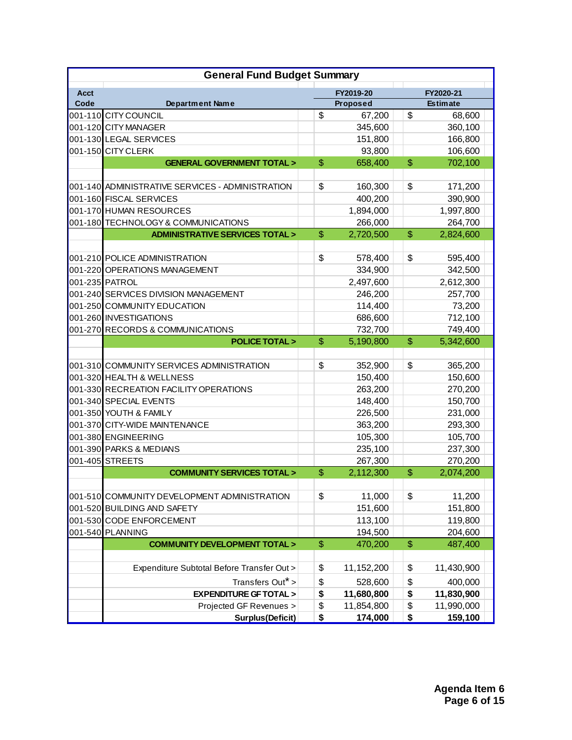## General Fund Budget Summary

| Acct Code | Department Name | FY2019-20 Proposed | FY2020-21 Estimate |
|---|---|---|---|
| 001-110 | CITY COUNCIL | $ 67,200 | $ 68,600 |
| 001-120 | CITY MANAGER | 345,600 | 360,100 |
| 001-130 | LEGAL SERVICES | 151,800 | 166,800 |
| 001-150 | CITY CLERK | 93,800 | 106,600 |
| | **GENERAL GOVERNMENT TOTAL >** | **$ 658,400** | **$ 702,100** |
| | | | |
| 001-140 | ADMINISTRATIVE SERVICES - ADMINISTRATION | $ 160,300 | $ 171,200 |
| 001-160 | FISCAL SERVICES | 400,200 | 390,900 |
| 001-170 | HUMAN RESOURCES | 1,894,000 | 1,997,800 |
| 001-180 | TECHNOLOGY & COMMUNICATIONS | 266,000 | 264,700 |
| | **ADMINISTRATIVE SERVICES TOTAL >** | **$ 2,720,500** | **$ 2,824,600** |
| | | | |
| 001-210 | POLICE ADMINISTRATION | $ 578,400 | $ 595,400 |
| 001-220 | OPERATIONS MANAGEMENT | 334,900 | 342,500 |
| 001-235 | PATROL | 2,497,600 | 2,612,300 |
| 001-240 | SERVICES DIVISION MANAGEMENT | 246,200 | 257,700 |
| 001-250 | COMMUNITY EDUCATION | 114,400 | 73,200 |
| 001-260 | INVESTIGATIONS | 686,600 | 712,100 |
| 001-270 | RECORDS & COMMUNICATIONS | 732,700 | 749,400 |
| | **POLICE TOTAL >** | **$ 5,190,800** | **$ 5,342,600** |
| | | | |
| 001-310 | COMMUNITY SERVICES ADMINISTRATION | $ 352,900 | $ 365,200 |
| 001-320 | HEALTH & WELLNESS | 150,400 | 150,600 |
| 001-330 | RECREATION FACILITY OPERATIONS | 263,200 | 270,200 |
| 001-340 | SPECIAL EVENTS | 148,400 | 150,700 |
| 001-350 | YOUTH & FAMILY | 226,500 | 231,000 |
| 001-370 | CITY-WIDE MAINTENANCE | 363,200 | 293,300 |
| 001-380 | ENGINEERING | 105,300 | 105,700 |
| 001-390 | PARKS & MEDIANS | 235,100 | 237,300 |
| 001-405 | STREETS | 267,300 | 270,200 |
| | **COMMUNITY SERVICES TOTAL >** | **$ 2,112,300** | **$ 2,074,200** |
| | | | |
| 001-510 | COMMUNITY DEVELOPMENT ADMINISTRATION | $ 11,000 | $ 11,200 |
| 001-520 | BUILDING AND SAFETY | 151,600 | 151,800 |
| 001-530 | CODE ENFORCEMENT | 113,100 | 119,800 |
| 001-540 | PLANNING | 194,500 | 204,600 |
| | **COMMUNITY DEVELOPMENT TOTAL >** | **$ 470,200** | **$ 487,400** |
| | | | |
| | Expenditure Subtotal Before Transfer Out > | $ 11,152,200 | $ 11,430,900 |
| | Transfers Out* > | $ 528,600 | $ 400,000 |
| | **EXPENDITURE GF TOTAL >** | **$ 11,680,800** | **$ 11,830,900** |
| | Projected GF Revenues > | $ 11,854,800 | $ 11,990,000 |
| | **Surplus(Deficit)** | **$ 174,000** | **$ 159,100** |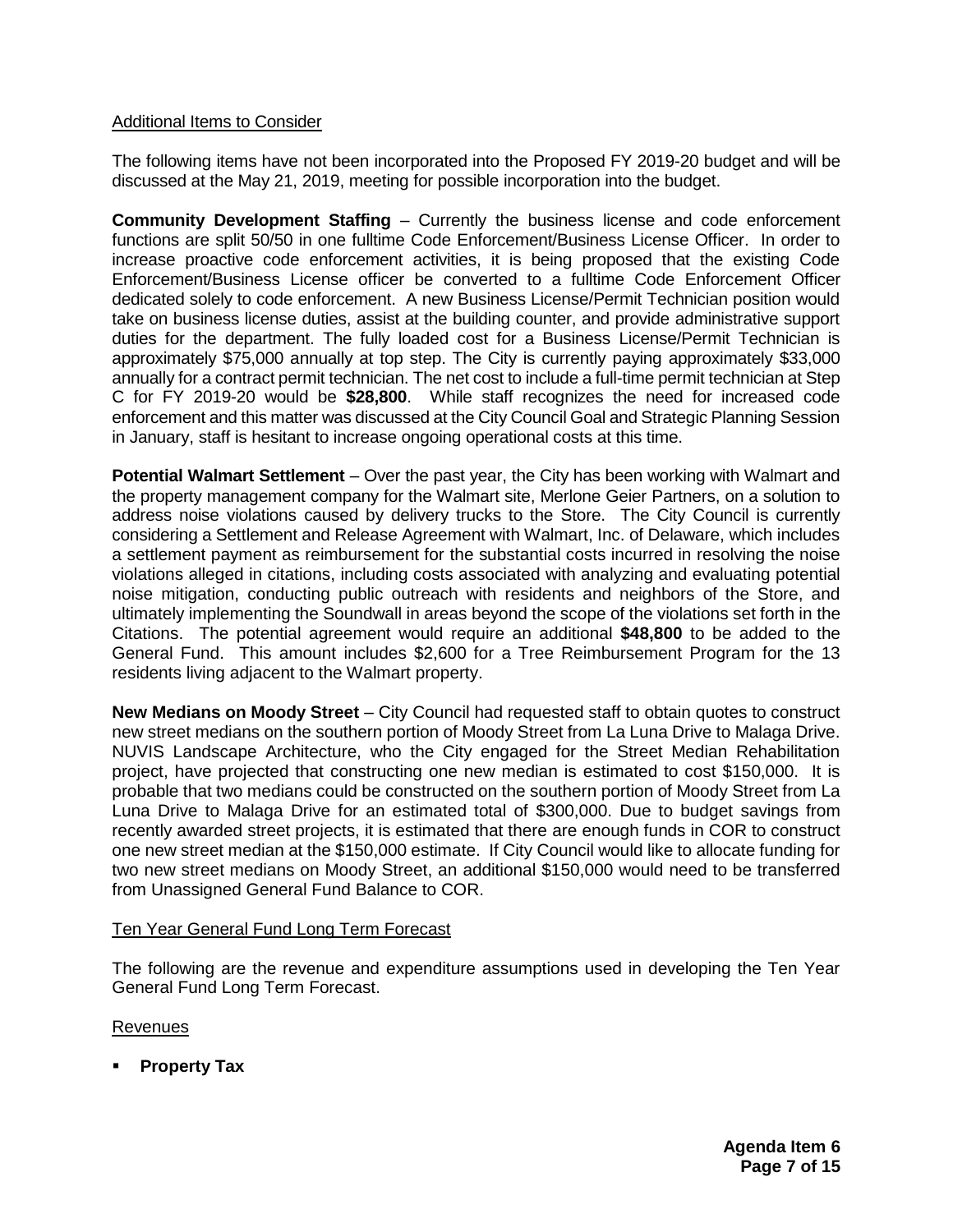## Additional Items to Consider

The following items have not been incorporated into the Proposed FY 2019-20 budget and will be discussed at the May 21, 2019, meeting for possible incorporation into the budget.

**Community Development Staffing** – Currently the business license and code enforcement functions are split 50/50 in one fulltime Code Enforcement/Business License Officer. In order to increase proactive code enforcement activities, it is being proposed that the existing Code Enforcement/Business License officer be converted to a fulltime Code Enforcement Officer dedicated solely to code enforcement. A new Business License/Permit Technician position would take on business license duties, assist at the building counter, and provide administrative support duties for the department. The fully loaded cost for a Business License/Permit Technician is approximately $75,000 annually at top step. The City is currently paying approximately $33,000 annually for a contract permit technician. The net cost to include a full-time permit technician at Step C for FY 2019-20 would be **$28,800**. While staff recognizes the need for increased code enforcement and this matter was discussed at the City Council Goal and Strategic Planning Session in January, staff is hesitant to increase ongoing operational costs at this time.

**Potential Walmart Settlement** – Over the past year, the City has been working with Walmart and the property management company for the Walmart site, Merlone Geier Partners, on a solution to address noise violations caused by delivery trucks to the Store. The City Council is currently considering a Settlement and Release Agreement with Walmart, Inc. of Delaware, which includes a settlement payment as reimbursement for the substantial costs incurred in resolving the noise violations alleged in citations, including costs associated with analyzing and evaluating potential noise mitigation, conducting public outreach with residents and neighbors of the Store, and ultimately implementing the Soundwall in areas beyond the scope of the violations set forth in the Citations. The potential agreement would require an additional **$48,800** to be added to the General Fund. This amount includes $2,600 for a Tree Reimbursement Program for the 13 residents living adjacent to the Walmart property.

**New Medians on Moody Street** – City Council had requested staff to obtain quotes to construct new street medians on the southern portion of Moody Street from La Luna Drive to Malaga Drive. NUVIS Landscape Architecture, who the City engaged for the Street Median Rehabilitation project, have projected that constructing one new median is estimated to cost $150,000. It is probable that two medians could be constructed on the southern portion of Moody Street from La Luna Drive to Malaga Drive for an estimated total of $300,000. Due to budget savings from recently awarded street projects, it is estimated that there are enough funds in COR to construct one new street median at the $150,000 estimate. If City Council would like to allocate funding for two new street medians on Moody Street, an additional $150,000 would need to be transferred from Unassigned General Fund Balance to COR.

## Ten Year General Fund Long Term Forecast

The following are the revenue and expenditure assumptions used in developing the Ten Year General Fund Long Term Forecast.

### Revenues

- **Property Tax**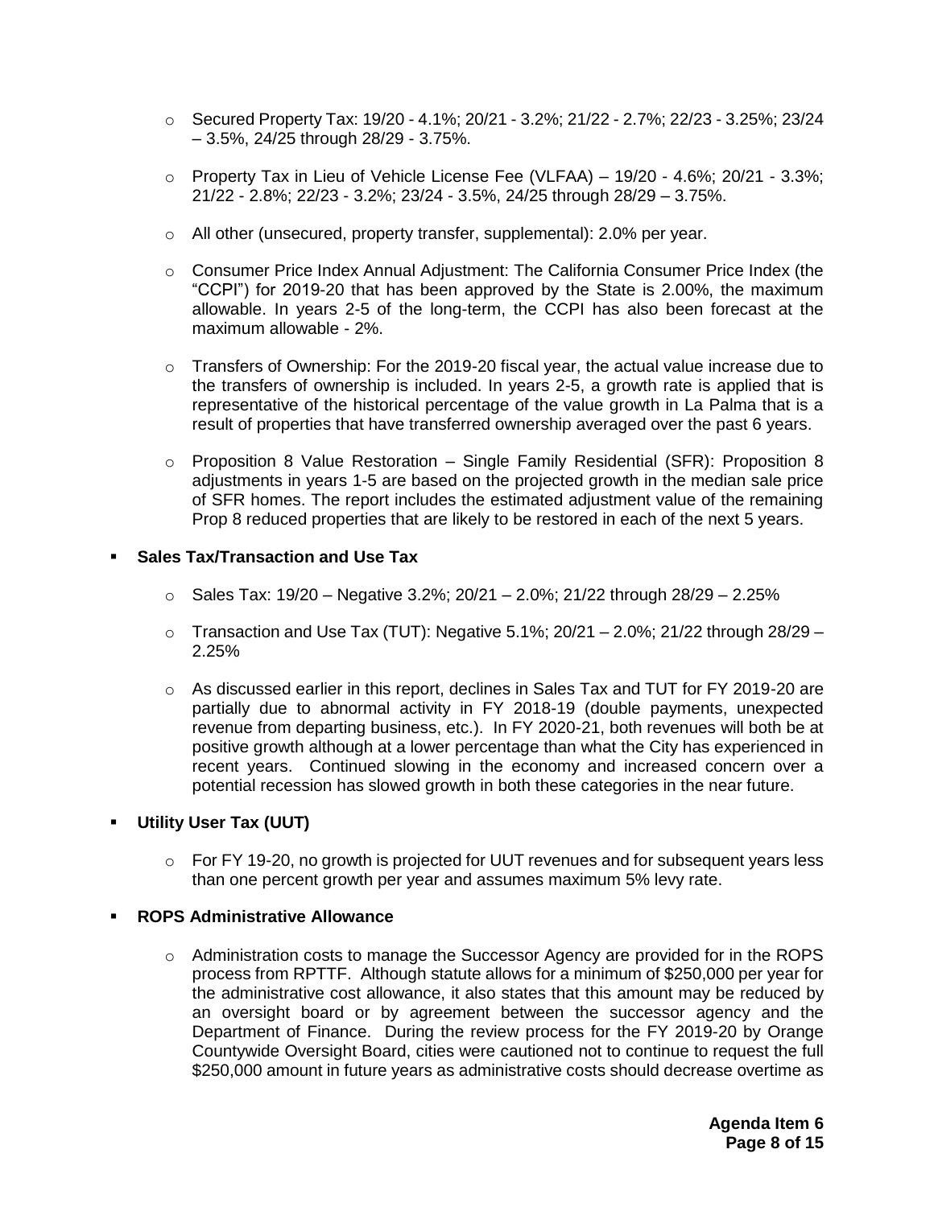- Secured Property Tax: 19/20 - 4.1%; 20/21 - 3.2%; 21/22 - 2.7%; 22/23 - 3.25%; 23/24 – 3.5%, 24/25 through 28/29 - 3.75%.

- Property Tax in Lieu of Vehicle License Fee (VLFAA) – 19/20 - 4.6%; 20/21 - 3.3%; 21/22 - 2.8%; 22/23 - 3.2%; 23/24 - 3.5%, 24/25 through 28/29 – 3.75%.

- All other (unsecured, property transfer, supplemental): 2.0% per year.

- Consumer Price Index Annual Adjustment: The California Consumer Price Index (the "CCPI") for 2019-20 that has been approved by the State is 2.00%, the maximum allowable. In years 2-5 of the long-term, the CCPI has also been forecast at the maximum allowable - 2%.

- Transfers of Ownership: For the 2019-20 fiscal year, the actual value increase due to the transfers of ownership is included. In years 2-5, a growth rate is applied that is representative of the historical percentage of the value growth in La Palma that is a result of properties that have transferred ownership averaged over the past 6 years.

- Proposition 8 Value Restoration – Single Family Residential (SFR): Proposition 8 adjustments in years 1-5 are based on the projected growth in the median sale price of SFR homes. The report includes the estimated adjustment value of the remaining Prop 8 reduced properties that are likely to be restored in each of the next 5 years.

- **Sales Tax/Transaction and Use Tax**

  - Sales Tax: 19/20 – Negative 3.2%; 20/21 – 2.0%; 21/22 through 28/29 – 2.25%

  - Transaction and Use Tax (TUT): Negative 5.1%; 20/21 – 2.0%; 21/22 through 28/29 – 2.25%

  - As discussed earlier in this report, declines in Sales Tax and TUT for FY 2019-20 are partially due to abnormal activity in FY 2018-19 (double payments, unexpected revenue from departing business, etc.). In FY 2020-21, both revenues will both be at positive growth although at a lower percentage than what the City has experienced in recent years. Continued slowing in the economy and increased concern over a potential recession has slowed growth in both these categories in the near future.

- **Utility User Tax (UUT)**

  - For FY 19-20, no growth is projected for UUT revenues and for subsequent years less than one percent growth per year and assumes maximum 5% levy rate.

- **ROPS Administrative Allowance**

  - Administration costs to manage the Successor Agency are provided for in the ROPS process from RPTTF. Although statute allows for a minimum of $250,000 per year for the administrative cost allowance, it also states that this amount may be reduced by an oversight board or by agreement between the successor agency and the Department of Finance. During the review process for the FY 2019-20 by Orange Countywide Oversight Board, cities were cautioned not to continue to request the full $250,000 amount in future years as administrative costs should decrease overtime as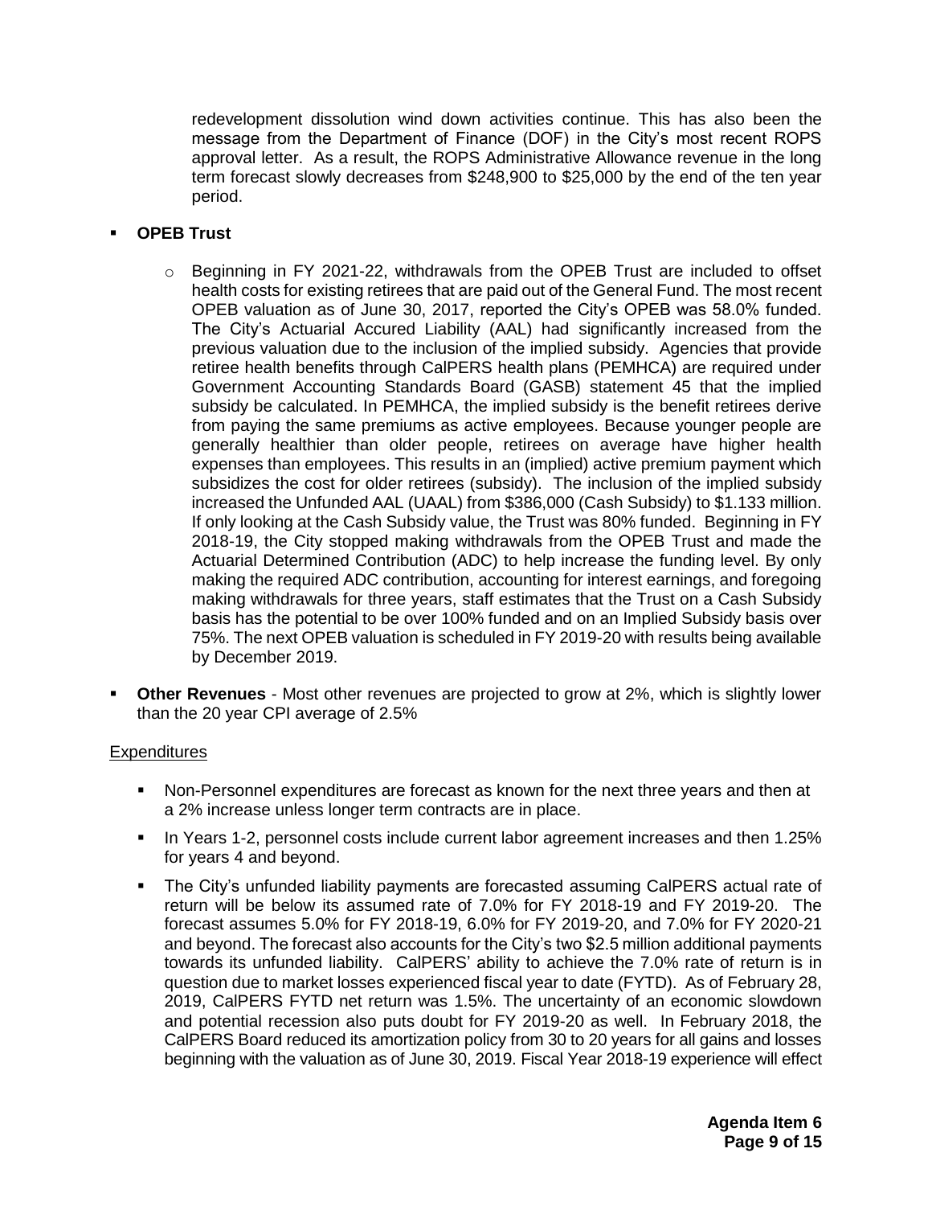redevelopment dissolution wind down activities continue. This has also been the message from the Department of Finance (DOF) in the City's most recent ROPS approval letter. As a result, the ROPS Administrative Allowance revenue in the long term forecast slowly decreases from $248,900 to $25,000 by the end of the ten year period.

- **OPEB Trust**

  - Beginning in FY 2021-22, withdrawals from the OPEB Trust are included to offset health costs for existing retirees that are paid out of the General Fund. The most recent OPEB valuation as of June 30, 2017, reported the City's OPEB was 58.0% funded. The City's Actuarial Accured Liability (AAL) had significantly increased from the previous valuation due to the inclusion of the implied subsidy. Agencies that provide retiree health benefits through CalPERS health plans (PEMHCA) are required under Government Accounting Standards Board (GASB) statement 45 that the implied subsidy be calculated. In PEMHCA, the implied subsidy is the benefit retirees derive from paying the same premiums as active employees. Because younger people are generally healthier than older people, retirees on average have higher health expenses than employees. This results in an (implied) active premium payment which subsidizes the cost for older retirees (subsidy). The inclusion of the implied subsidy increased the Unfunded AAL (UAAL) from $386,000 (Cash Subsidy) to $1.133 million. If only looking at the Cash Subsidy value, the Trust was 80% funded. Beginning in FY 2018-19, the City stopped making withdrawals from the OPEB Trust and made the Actuarial Determined Contribution (ADC) to help increase the funding level. By only making the required ADC contribution, accounting for interest earnings, and foregoing making withdrawals for three years, staff estimates that the Trust on a Cash Subsidy basis has the potential to be over 100% funded and on an Implied Subsidy basis over 75%. The next OPEB valuation is scheduled in FY 2019-20 with results being available by December 2019.

- **Other Revenues** - Most other revenues are projected to grow at 2%, which is slightly lower than the 20 year CPI average of 2.5%

Expenditures

- Non-Personnel expenditures are forecast as known for the next three years and then at a 2% increase unless longer term contracts are in place.
- In Years 1-2, personnel costs include current labor agreement increases and then 1.25% for years 4 and beyond.
- The City's unfunded liability payments are forecasted assuming CalPERS actual rate of return will be below its assumed rate of 7.0% for FY 2018-19 and FY 2019-20. The forecast assumes 5.0% for FY 2018-19, 6.0% for FY 2019-20, and 7.0% for FY 2020-21 and beyond. The forecast also accounts for the City's two $2.5 million additional payments towards its unfunded liability. CalPERS' ability to achieve the 7.0% rate of return is in question due to market losses experienced fiscal year to date (FYTD). As of February 28, 2019, CalPERS FYTD net return was 1.5%. The uncertainty of an economic slowdown and potential recession also puts doubt for FY 2019-20 as well. In February 2018, the CalPERS Board reduced its amortization policy from 30 to 20 years for all gains and losses beginning with the valuation as of June 30, 2019. Fiscal Year 2018-19 experience will effect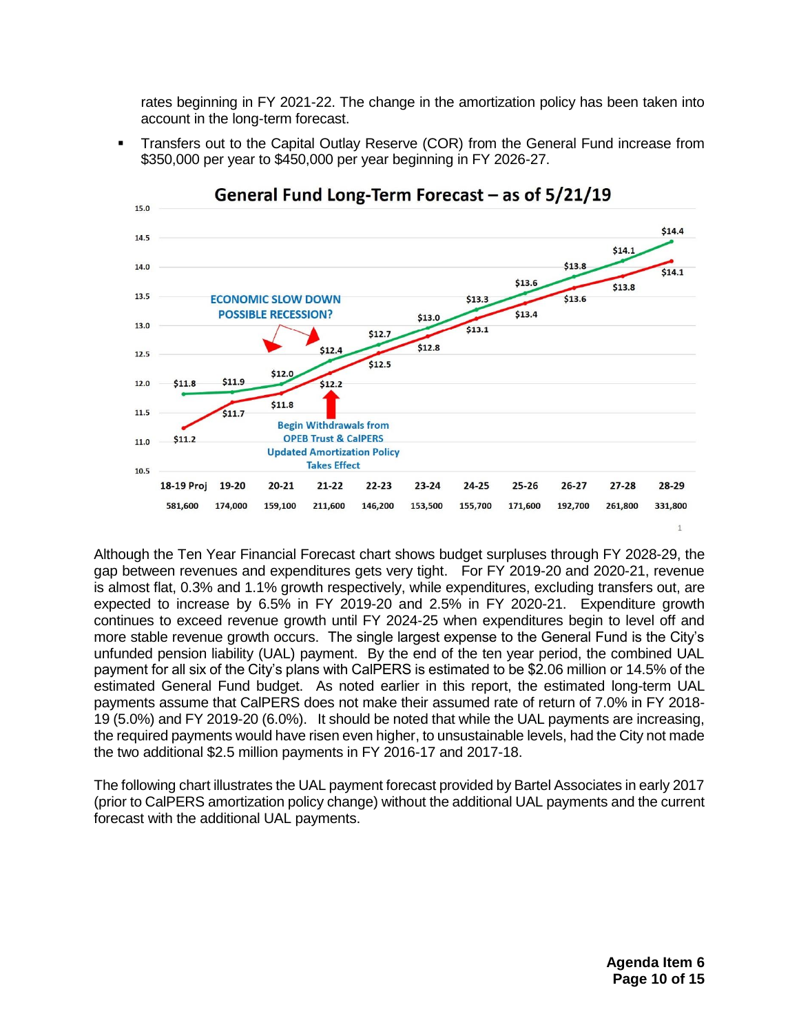rates beginning in FY 2021-22. The change in the amortization policy has been taken into account in the long-term forecast.

- Transfers out to the Capital Outlay Reserve (COR) from the General Fund increase from $350,000 per year to $450,000 per year beginning in FY 2026-27.

**General Fund Long-Term Forecast – as of 5/21/19**

| | 18-19 Proj | 19-20 | 20-21 | 21-22 | 22-23 | 23-24 | 24-25 | 25-26 | 26-27 | 27-28 | 28-29 |
|---|---|---|---|---|---|---|---|---|---|---|---|
| | $11.8 | $11.9 | $12.0 | $12.4 | $12.7 | $13.0 | $13.3 | $13.6 | $13.8 | $14.1 | $14.4 |
| | $11.2 | $11.7 | $11.8 | $12.2 | $12.5 | $12.8 | $13.1 | $13.4 | $13.6 | $13.8 | $14.1 |
| | 581,600 | 174,000 | 159,100 | 211,600 | 146,200 | 153,500 | 155,700 | 171,600 | 192,700 | 261,800 | 331,800 |

ECONOMIC SLOW DOWN POSSIBLE RECESSION?

Begin Withdrawals from OPEB Trust & CalPERS Updated Amortization Policy Takes Effect

Although the Ten Year Financial Forecast chart shows budget surpluses through FY 2028-29, the gap between revenues and expenditures gets very tight. For FY 2019-20 and 2020-21, revenue is almost flat, 0.3% and 1.1% growth respectively, while expenditures, excluding transfers out, are expected to increase by 6.5% in FY 2019-20 and 2.5% in FY 2020-21. Expenditure growth continues to exceed revenue growth until FY 2024-25 when expenditures begin to level off and more stable revenue growth occurs. The single largest expense to the General Fund is the City's unfunded pension liability (UAL) payment. By the end of the ten year period, the combined UAL payment for all six of the City's plans with CalPERS is estimated to be $2.06 million or 14.5% of the estimated General Fund budget. As noted earlier in this report, the estimated long-term UAL payments assume that CalPERS does not make their assumed rate of return of 7.0% in FY 2018-19 (5.0%) and FY 2019-20 (6.0%). It should be noted that while the UAL payments are increasing, the required payments would have risen even higher, to unsustainable levels, had the City not made the two additional $2.5 million payments in FY 2016-17 and 2017-18.

The following chart illustrates the UAL payment forecast provided by Bartel Associates in early 2017 (prior to CalPERS amortization policy change) without the additional UAL payments and the current forecast with the additional UAL payments.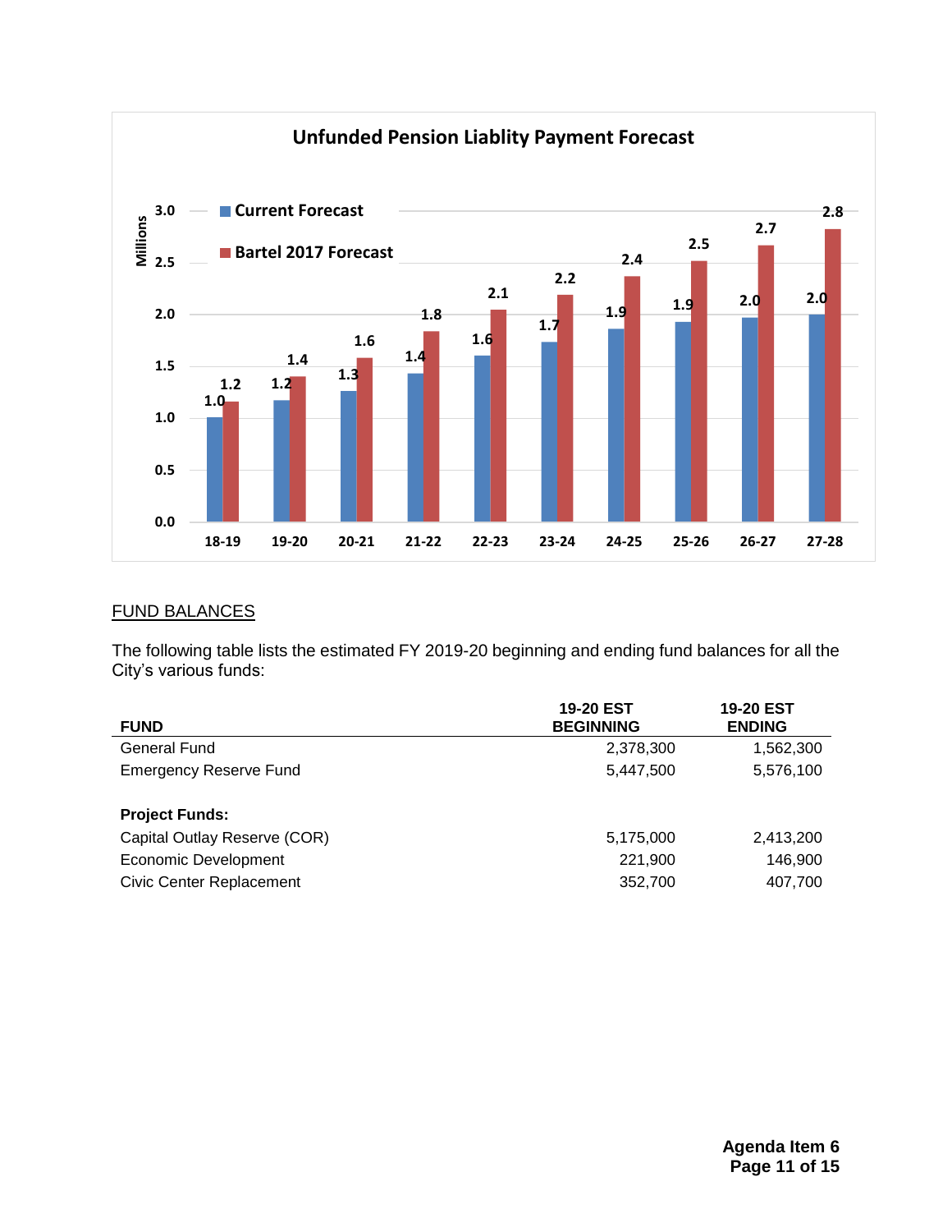**Unfunded Pension Liablity Payment Forecast**

| Year | Current Forecast (Millions) | Bartel 2017 Forecast (Millions) |
|---|---|---|
| 18-19 | 1.0 | 1.2 |
| 19-20 | 1.2 | 1.4 |
| 20-21 | 1.3 | 1.6 |
| 21-22 | 1.4 | 1.8 |
| 22-23 | 1.6 | 2.1 |
| 23-24 | 1.7 | 2.2 |
| 24-25 | 1.9 | 2.4 |
| 25-26 | 1.9 | 2.5 |
| 26-27 | 2.0 | 2.7 |
| 27-28 | 2.0 | 2.8 |

## FUND BALANCES

The following table lists the estimated FY 2019-20 beginning and ending fund balances for all the City's various funds:

| FUND | 19-20 EST BEGINNING | 19-20 EST ENDING |
|---|---|---|
| General Fund | 2,378,300 | 1,562,300 |
| Emergency Reserve Fund | 5,447,500 | 5,576,100 |
| | | |
| **Project Funds:** | | |
| Capital Outlay Reserve (COR) | 5,175,000 | 2,413,200 |
| Economic Development | 221,900 | 146,900 |
| Civic Center Replacement | 352,700 | 407,700 |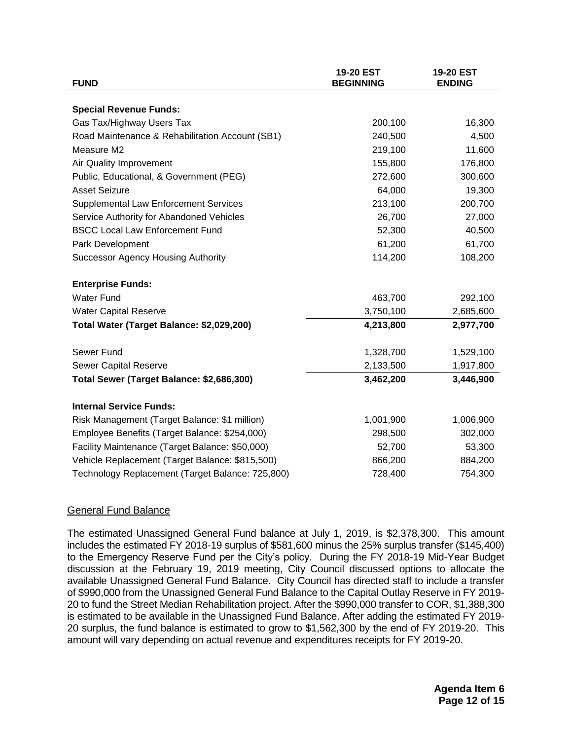| FUND | 19-20 EST BEGINNING | 19-20 EST ENDING |
|---|---|---|
| **Special Revenue Funds:** | | |
| Gas Tax/Highway Users Tax | 200,100 | 16,300 |
| Road Maintenance & Rehabilitation Account (SB1) | 240,500 | 4,500 |
| Measure M2 | 219,100 | 11,600 |
| Air Quality Improvement | 155,800 | 176,800 |
| Public, Educational, & Government (PEG) | 272,600 | 300,600 |
| Asset Seizure | 64,000 | 19,300 |
| Supplemental Law Enforcement Services | 213,100 | 200,700 |
| Service Authority for Abandoned Vehicles | 26,700 | 27,000 |
| BSCC Local Law Enforcement Fund | 52,300 | 40,500 |
| Park Development | 61,200 | 61,700 |
| Successor Agency Housing Authority | 114,200 | 108,200 |
| **Enterprise Funds:** | | |
| Water Fund | 463,700 | 292,100 |
| Water Capital Reserve | 3,750,100 | 2,685,600 |
| **Total Water (Target Balance: $2,029,200)** | **4,213,800** | **2,977,700** |
| Sewer Fund | 1,328,700 | 1,529,100 |
| Sewer Capital Reserve | 2,133,500 | 1,917,800 |
| **Total Sewer (Target Balance: $2,686,300)** | **3,462,200** | **3,446,900** |
| **Internal Service Funds:** | | |
| Risk Management (Target Balance: $1 million) | 1,001,900 | 1,006,900 |
| Employee Benefits (Target Balance: $254,000) | 298,500 | 302,000 |
| Facility Maintenance (Target Balance: $50,000) | 52,700 | 53,300 |
| Vehicle Replacement (Target Balance: $815,500) | 866,200 | 884,200 |
| Technology Replacement (Target Balance: 725,800) | 728,400 | 754,300 |

## General Fund Balance

The estimated Unassigned General Fund balance at July 1, 2019, is $2,378,300. This amount includes the estimated FY 2018-19 surplus of $581,600 minus the 25% surplus transfer ($145,400) to the Emergency Reserve Fund per the City's policy. During the FY 2018-19 Mid-Year Budget discussion at the February 19, 2019 meeting, City Council discussed options to allocate the available Unassigned General Fund Balance. City Council has directed staff to include a transfer of $990,000 from the Unassigned General Fund Balance to the Capital Outlay Reserve in FY 2019-20 to fund the Street Median Rehabilitation project. After the $990,000 transfer to COR, $1,388,300 is estimated to be available in the Unassigned Fund Balance. After adding the estimated FY 2019-20 surplus, the fund balance is estimated to grow to $1,562,300 by the end of FY 2019-20. This amount will vary depending on actual revenue and expenditures receipts for FY 2019-20.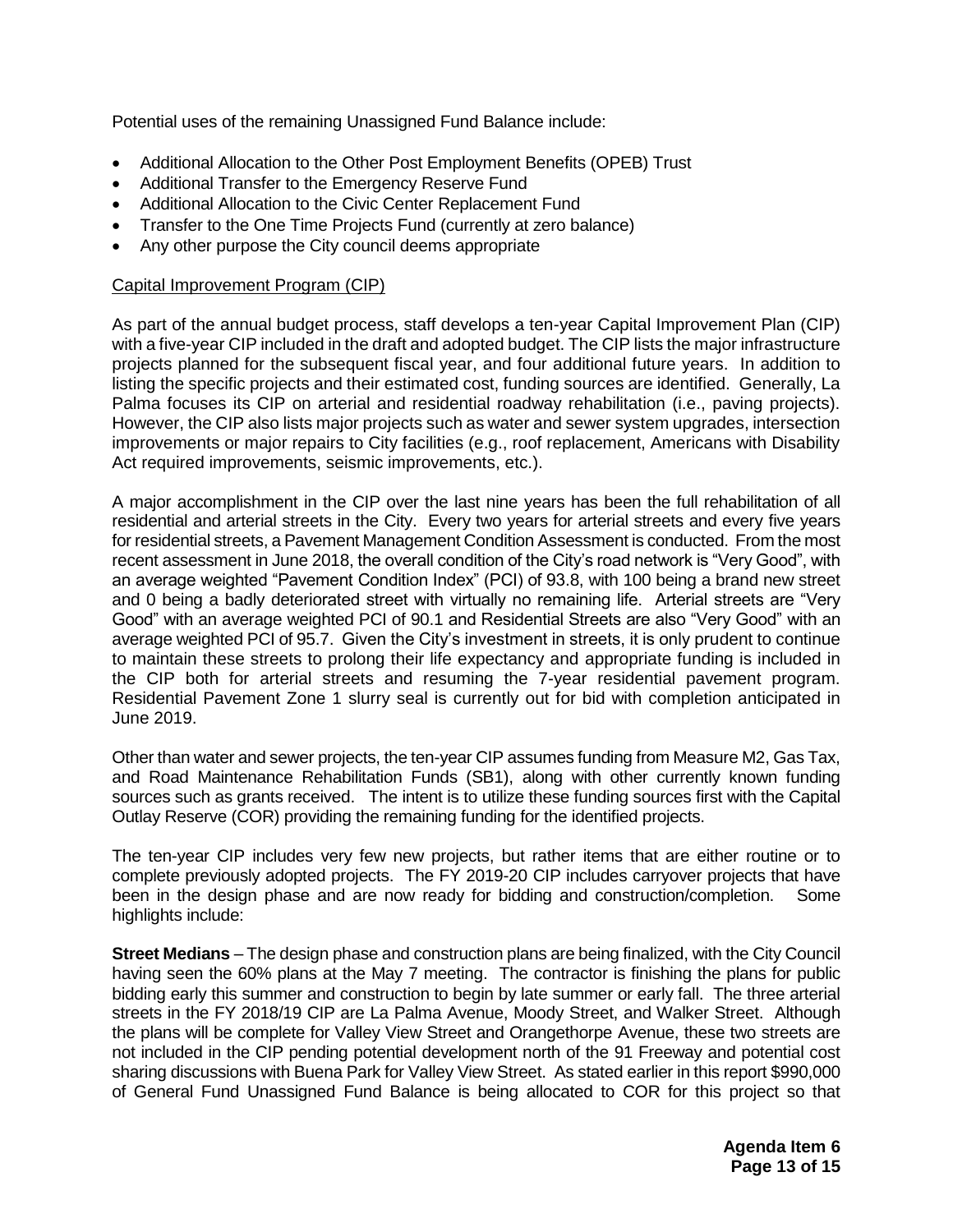Potential uses of the remaining Unassigned Fund Balance include:

- Additional Allocation to the Other Post Employment Benefits (OPEB) Trust
- Additional Transfer to the Emergency Reserve Fund
- Additional Allocation to the Civic Center Replacement Fund
- Transfer to the One Time Projects Fund (currently at zero balance)
- Any other purpose the City council deems appropriate

Capital Improvement Program (CIP)

As part of the annual budget process, staff develops a ten-year Capital Improvement Plan (CIP) with a five-year CIP included in the draft and adopted budget. The CIP lists the major infrastructure projects planned for the subsequent fiscal year, and four additional future years. In addition to listing the specific projects and their estimated cost, funding sources are identified. Generally, La Palma focuses its CIP on arterial and residential roadway rehabilitation (i.e., paving projects). However, the CIP also lists major projects such as water and sewer system upgrades, intersection improvements or major repairs to City facilities (e.g., roof replacement, Americans with Disability Act required improvements, seismic improvements, etc.).

A major accomplishment in the CIP over the last nine years has been the full rehabilitation of all residential and arterial streets in the City. Every two years for arterial streets and every five years for residential streets, a Pavement Management Condition Assessment is conducted. From the most recent assessment in June 2018, the overall condition of the City's road network is "Very Good", with an average weighted "Pavement Condition Index" (PCI) of 93.8, with 100 being a brand new street and 0 being a badly deteriorated street with virtually no remaining life. Arterial streets are "Very Good" with an average weighted PCI of 90.1 and Residential Streets are also "Very Good" with an average weighted PCI of 95.7. Given the City's investment in streets, it is only prudent to continue to maintain these streets to prolong their life expectancy and appropriate funding is included in the CIP both for arterial streets and resuming the 7-year residential pavement program. Residential Pavement Zone 1 slurry seal is currently out for bid with completion anticipated in June 2019.

Other than water and sewer projects, the ten-year CIP assumes funding from Measure M2, Gas Tax, and Road Maintenance Rehabilitation Funds (SB1), along with other currently known funding sources such as grants received. The intent is to utilize these funding sources first with the Capital Outlay Reserve (COR) providing the remaining funding for the identified projects.

The ten-year CIP includes very few new projects, but rather items that are either routine or to complete previously adopted projects. The FY 2019-20 CIP includes carryover projects that have been in the design phase and are now ready for bidding and construction/completion. Some highlights include:

**Street Medians** – The design phase and construction plans are being finalized, with the City Council having seen the 60% plans at the May 7 meeting. The contractor is finishing the plans for public bidding early this summer and construction to begin by late summer or early fall. The three arterial streets in the FY 2018/19 CIP are La Palma Avenue, Moody Street, and Walker Street. Although the plans will be complete for Valley View Street and Orangethorpe Avenue, these two streets are not included in the CIP pending potential development north of the 91 Freeway and potential cost sharing discussions with Buena Park for Valley View Street. As stated earlier in this report $990,000 of General Fund Unassigned Fund Balance is being allocated to COR for this project so that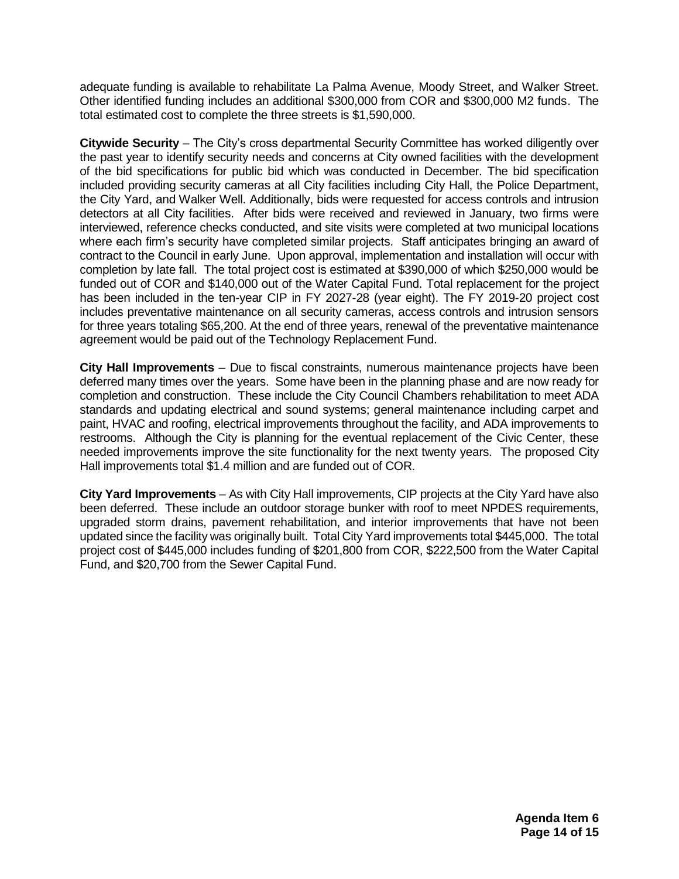adequate funding is available to rehabilitate La Palma Avenue, Moody Street, and Walker Street. Other identified funding includes an additional $300,000 from COR and $300,000 M2 funds. The total estimated cost to complete the three streets is $1,590,000.

**Citywide Security** – The City's cross departmental Security Committee has worked diligently over the past year to identify security needs and concerns at City owned facilities with the development of the bid specifications for public bid which was conducted in December. The bid specification included providing security cameras at all City facilities including City Hall, the Police Department, the City Yard, and Walker Well. Additionally, bids were requested for access controls and intrusion detectors at all City facilities. After bids were received and reviewed in January, two firms were interviewed, reference checks conducted, and site visits were completed at two municipal locations where each firm's security have completed similar projects. Staff anticipates bringing an award of contract to the Council in early June. Upon approval, implementation and installation will occur with completion by late fall. The total project cost is estimated at $390,000 of which $250,000 would be funded out of COR and $140,000 out of the Water Capital Fund. Total replacement for the project has been included in the ten-year CIP in FY 2027-28 (year eight). The FY 2019-20 project cost includes preventative maintenance on all security cameras, access controls and intrusion sensors for three years totaling $65,200. At the end of three years, renewal of the preventative maintenance agreement would be paid out of the Technology Replacement Fund.

**City Hall Improvements** – Due to fiscal constraints, numerous maintenance projects have been deferred many times over the years. Some have been in the planning phase and are now ready for completion and construction. These include the City Council Chambers rehabilitation to meet ADA standards and updating electrical and sound systems; general maintenance including carpet and paint, HVAC and roofing, electrical improvements throughout the facility, and ADA improvements to restrooms. Although the City is planning for the eventual replacement of the Civic Center, these needed improvements improve the site functionality for the next twenty years. The proposed City Hall improvements total $1.4 million and are funded out of COR.

**City Yard Improvements** – As with City Hall improvements, CIP projects at the City Yard have also been deferred. These include an outdoor storage bunker with roof to meet NPDES requirements, upgraded storm drains, pavement rehabilitation, and interior improvements that have not been updated since the facility was originally built. Total City Yard improvements total $445,000. The total project cost of $445,000 includes funding of $201,800 from COR, $222,500 from the Water Capital Fund, and $20,700 from the Sewer Capital Fund.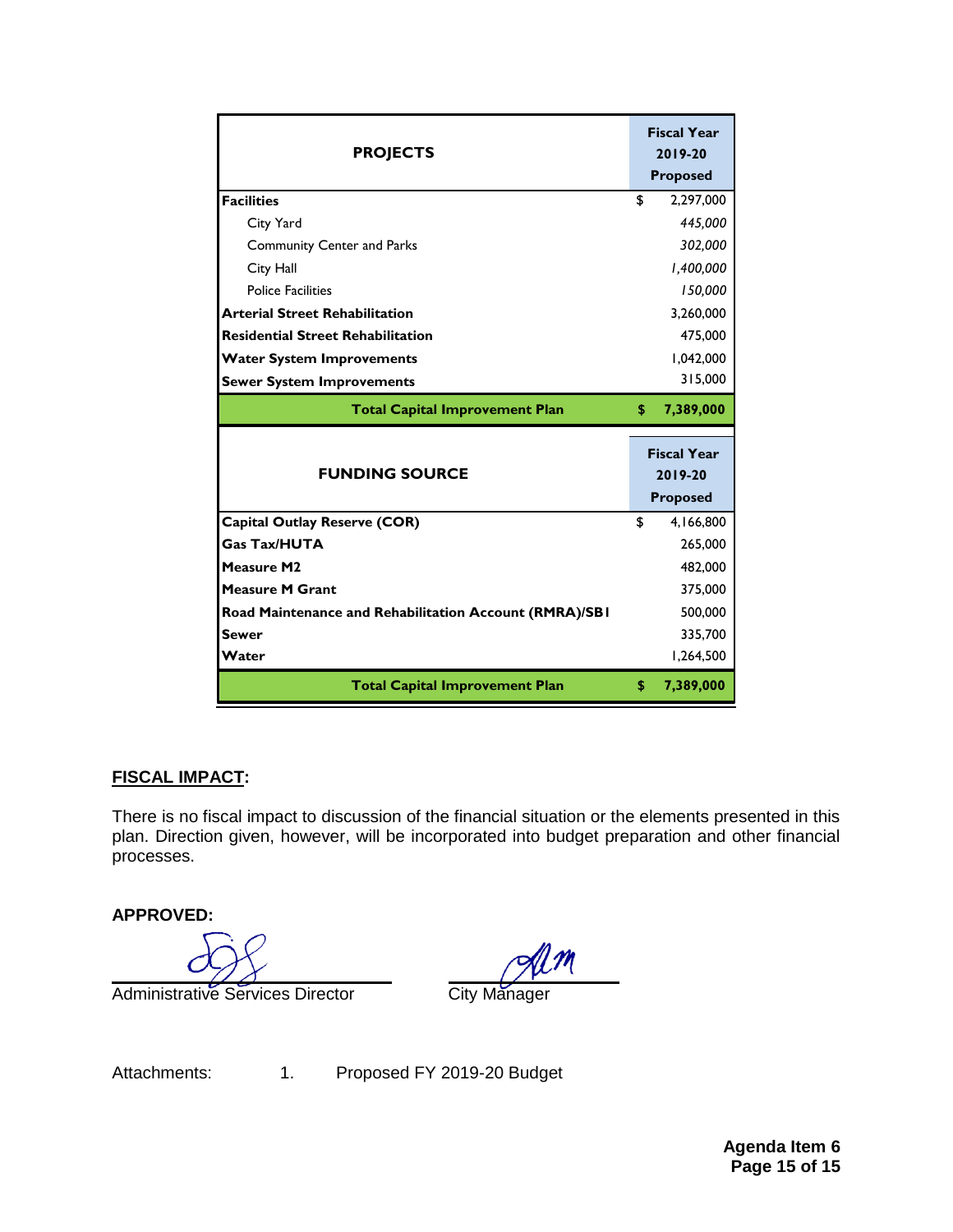| PROJECTS | Fiscal Year 2019-20 Proposed |
|---|---|
| **Facilities** | $ 2,297,000 |
| City Yard | *445,000* |
| Community Center and Parks | *302,000* |
| City Hall | *1,400,000* |
| Police Facilities | *150,000* |
| **Arterial Street Rehabilitation** | 3,260,000 |
| **Residential Street Rehabilitation** | 475,000 |
| **Water System Improvements** | 1,042,000 |
| **Sewer System Improvements** | 315,000 |
| **Total Capital Improvement Plan** | **$ 7,389,000** |

| FUNDING SOURCE | Fiscal Year 2019-20 Proposed |
|---|---|
| **Capital Outlay Reserve (COR)** | $ 4,166,800 |
| **Gas Tax/HUTA** | 265,000 |
| **Measure M2** | 482,000 |
| **Measure M Grant** | 375,000 |
| **Road Maintenance and Rehabilitation Account (RMRA)/SB1** | 500,000 |
| **Sewer** | 335,700 |
| **Water** | 1,264,500 |
| **Total Capital Improvement Plan** | **$ 7,389,000** |

**FISCAL IMPACT:**

There is no fiscal impact to discussion of the financial situation or the elements presented in this plan. Direction given, however, will be incorporated into budget preparation and other financial processes.

**APPROVED:**

Administrative Services Director

City Manager

Attachments: 1. Proposed FY 2019-20 Budget

**Agenda Item 6**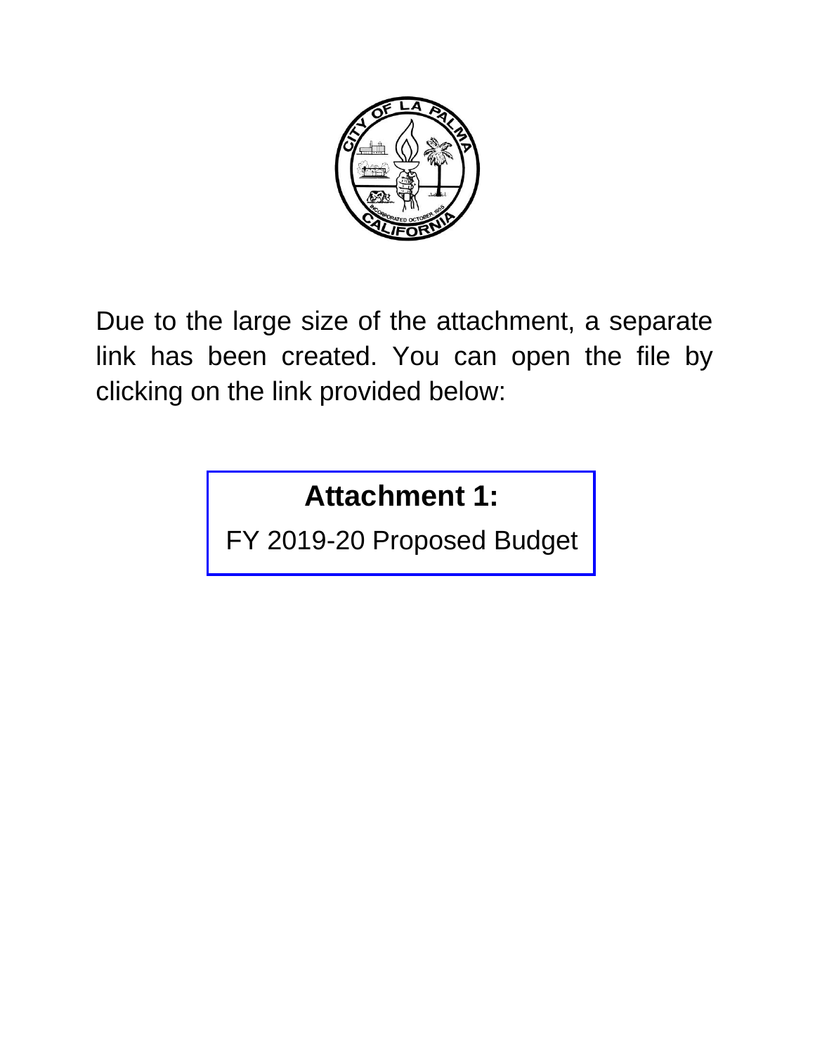Due to the large size of the attachment, a separate link has been created. You can open the file by clicking on the link provided below:

**Attachment 1:**

FY 2019-20 Proposed Budget